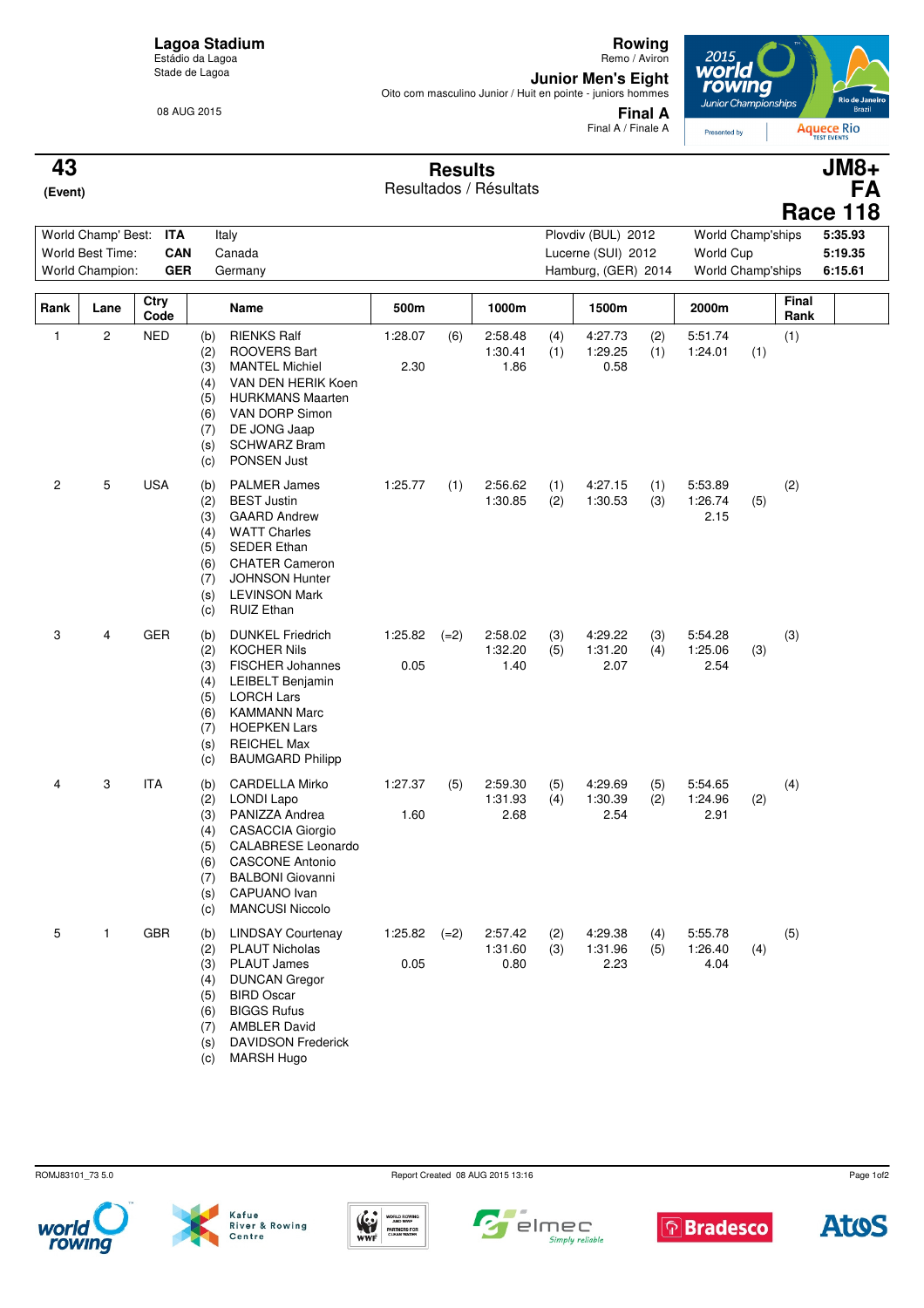**Lagoa Stadium**
Estádio da Lagoa
Stade de Lagoa

08 AUG 2015

**Rowing**
Remo / Aviron

**Junior Men's Eight**
Oito com masculino Junior / Huit en pointe - juniors hommes

**Final A**
Final A / Finale A

# 43 (Event)

## Results
Resultados / Résultats

**JM8+ FA Race 118**

| | | | | | |
|---|---|---|---|---|---|
| World Champ' Best: | ITA | Italy | Plovdiv (BUL) 2012 | World Champ'ships | 5:35.93 |
| World Best Time: | CAN | Canada | Lucerne (SUI) 2012 | World Cup | 5:19.35 |
| World Champion: | GER | Germany | Hamburg, (GER) 2014 | World Champ'ships | 6:15.61 |

| Rank | Lane | Ctry Code | | Name | 500m | | 1000m | | 1500m | | 2000m | | Final Rank |
|---|---|---|---|---|---|---|---|---|---|---|---|---|---|
| 1 | 2 | NED | (b) | RIENKS Ralf | 1:28.07 | (6) | 2:58.48 | (4) | 4:27.73 | (2) | 5:51.74 | | (1) |
| | | | (2) | ROOVERS Bart | | | 1:30.41 | (1) | 1:29.25 | (1) | 1:24.01 | (1) | |
| | | | (3) | MANTEL Michiel | 2.30 | | 1.86 | | 0.58 | | | | |
| | | | (4) | VAN DEN HERIK Koen | | | | | | | | | |
| | | | (5) | HURKMANS Maarten | | | | | | | | | |
| | | | (6) | VAN DORP Simon | | | | | | | | | |
| | | | (7) | DE JONG Jaap | | | | | | | | | |
| | | | (s) | SCHWARZ Bram | | | | | | | | | |
| | | | (c) | PONSEN Just | | | | | | | | | |
| 2 | 5 | USA | (b) | PALMER James | 1:25.77 | (1) | 2:56.62 | (1) | 4:27.15 | (1) | 5:53.89 | | (2) |
| | | | (2) | BEST Justin | | | 1:30.85 | (2) | 1:30.53 | (3) | 1:26.74 | (5) | |
| | | | (3) | GAARD Andrew | | | | | | | 2.15 | | |
| | | | (4) | WATT Charles | | | | | | | | | |
| | | | (5) | SEDER Ethan | | | | | | | | | |
| | | | (6) | CHATER Cameron | | | | | | | | | |
| | | | (7) | JOHNSON Hunter | | | | | | | | | |
| | | | (s) | LEVINSON Mark | | | | | | | | | |
| | | | (c) | RUIZ Ethan | | | | | | | | | |
| 3 | 4 | GER | (b) | DUNKEL Friedrich | 1:25.82 | (=2) | 2:58.02 | (3) | 4:29.22 | (3) | 5:54.28 | | (3) |
| | | | (2) | KOCHER Nils | | | 1:32.20 | (5) | 1:31.20 | (4) | 1:25.06 | (3) | |
| | | | (3) | FISCHER Johannes | 0.05 | | 1.40 | | 2.07 | | 2.54 | | |
| | | | (4) | LEIBELT Benjamin | | | | | | | | | |
| | | | (5) | LORCH Lars | | | | | | | | | |
| | | | (6) | KAMMANN Marc | | | | | | | | | |
| | | | (7) | HOEPKEN Lars | | | | | | | | | |
| | | | (s) | REICHEL Max | | | | | | | | | |
| | | | (c) | BAUMGARD Philipp | | | | | | | | | |
| 4 | 3 | ITA | (b) | CARDELLA Mirko | 1:27.37 | (5) | 2:59.30 | (5) | 4:29.69 | (5) | 5:54.65 | | (4) |
| | | | (2) | LONDI Lapo | | | 1:31.93 | (4) | 1:30.39 | (2) | 1:24.96 | (2) | |
| | | | (3) | PANIZZA Andrea | 1.60 | | 2.68 | | 2.54 | | 2.91 | | |
| | | | (4) | CASACCIA Giorgio | | | | | | | | | |
| | | | (5) | CALABRESE Leonardo | | | | | | | | | |
| | | | (6) | CASCONE Antonio | | | | | | | | | |
| | | | (7) | BALBONI Giovanni | | | | | | | | | |
| | | | (s) | CAPUANO Ivan | | | | | | | | | |
| | | | (c) | MANCUSI Niccolo | | | | | | | | | |
| 5 | 1 | GBR | (b) | LINDSAY Courtenay | 1:25.82 | (=2) | 2:57.42 | (2) | 4:29.38 | (4) | 5:55.78 | | (5) |
| | | | (2) | PLAUT Nicholas | | | 1:31.60 | (3) | 1:31.96 | (5) | 1:26.40 | (4) | |
| | | | (3) | PLAUT James | 0.05 | | 0.80 | | 2.23 | | 4.04 | | |
| | | | (4) | DUNCAN Gregor | | | | | | | | | |
| | | | (5) | BIRD Oscar | | | | | | | | | |
| | | | (6) | BIGGS Rufus | | | | | | | | | |
| | | | (7) | AMBLER David | | | | | | | | | |
| | | | (s) | DAVIDSON Frederick | | | | | | | | | |
| | | | (c) | MARSH Hugo | | | | | | | | | |

ROMJ83101_73 5.0 Report Created 08 AUG 2015 13:16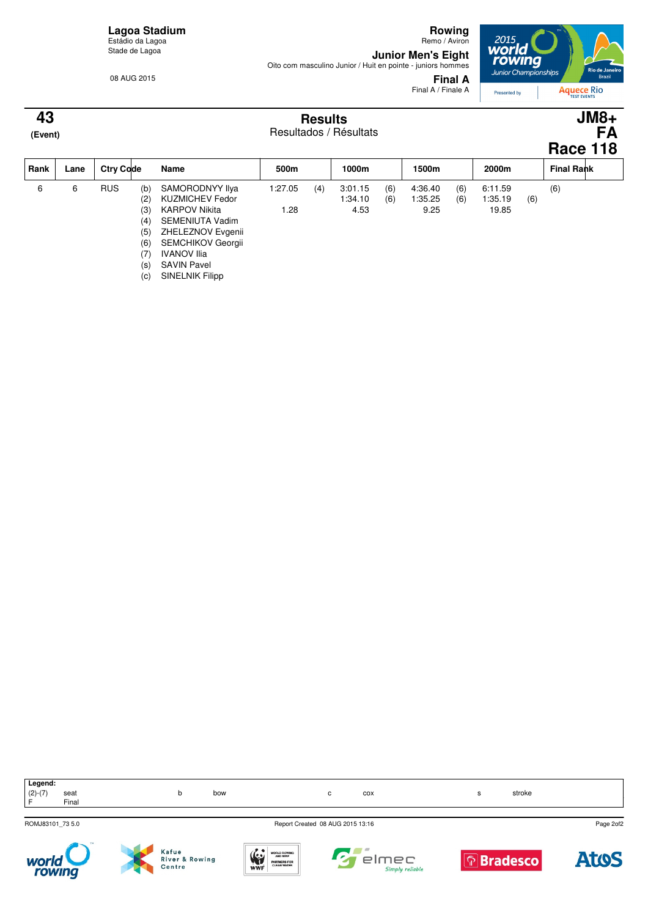**Lagoa Stadium**
Estádio da Lagoa
Stade de Lagoa

08 AUG 2015

**Rowing**
Remo / Aviron

**Junior Men's Eight**
Oito com masculino Junior / Huit en pointe - juniors hommes

**Final A**
Final A / Finale A

# 43 (Event)

## Results
Resultados / Résultats

**JM8+ FA Race 118**

| Rank | Lane | Ctry Code | | Name | 500m | | 1000m | | 1500m | | 2000m | | Final Rank |
|---|---|---|---|---|---|---|---|---|---|---|---|---|---|
| 6 | 6 | RUS | (b) | SAMORODNYY Ilya | 1:27.05 | (4) | 3:01.15 | (6) | 4:36.40 | (6) | 6:11.59 | | (6) |
| | | | (2) | KUZMICHEV Fedor | | | 1:34.10 | (6) | 1:35.25 | (6) | 1:35.19 | (6) | |
| | | | (3) | KARPOV Nikita | 1.28 | | 4.53 | | 9.25 | | 19.85 | | |
| | | | (4) | SEMENIUTA Vadim | | | | | | | | | |
| | | | (5) | ZHELEZNOV Evgenii | | | | | | | | | |
| | | | (6) | SEMCHIKOV Georgii | | | | | | | | | |
| | | | (7) | IVANOV Ilia | | | | | | | | | |
| | | | (s) | SAVIN Pavel | | | | | | | | | |
| | | | (c) | SINELNIK Filipp | | | | | | | | | |

**Legend:**

| | | | | | | | |
|---|---|---|---|---|---|---|---|
| (2)-(7) | seat | b | bow | c | cox | s | stroke |
| F | Final | | | | | | |

ROMJ83101_73 5.0 Report Created 08 AUG 2015 13:16